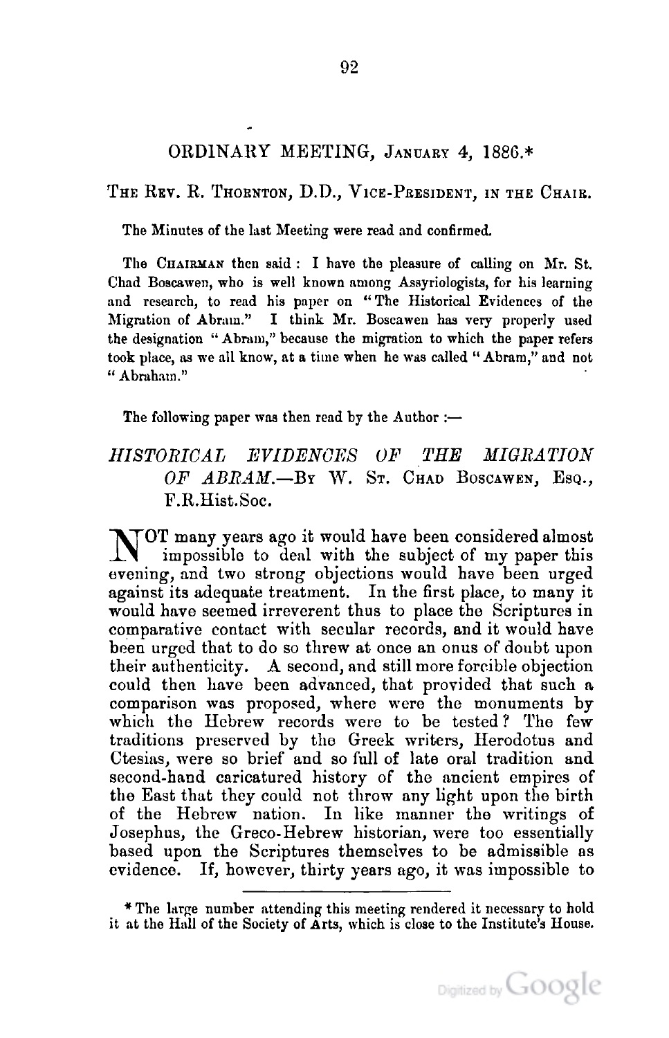## ORDINARY MEETING, JANUARY 4, 1886.*

THE REV. R. THORNTON, D.D., VICE-PRESIDENT, IN THE CHAIR.

The Minutes of the last Meeting were read and confirmed.

The CHAIRMAN then said: I have the pleasure of calling on Mr. St. Chad Boscawen, who is well known among Assyriologists, for his learning and research, to read his paper on "The Historical Evidences of the Migration of Abram." I think Mr. Boscawen has very properly used the designation "Abram," because the migration to which the paper refers took place, as we all know, at a time when he was called "Abram," and not "Abraham."

The following paper was then read by the Author:—

## *HISTORICAL EVIDENCES OF THE MIGRATION OF ABRAM.*—By W. ST. CHAD BOSCAWEN, ESQ., F.R.Hist.Soc.

NOT many years ago it would have been considered almost impossible to deal with the subject of my paper this evening, and two strong objections would have been urged against its adequate treatment. In the first place, to many it would have seemed irreverent thus to place the Scriptures in comparative contact with secular records, and it would have been urged that to do so threw at once an onus of doubt upon their authenticity. A second, and still more forcible objection could then have been advanced, that provided that such a comparison was proposed, where were the monuments by which the Hebrew records were to be tested? The few traditions preserved by the Greek writers, Herodotus and Ctesias, were so brief and so full of late oral tradition and second-hand caricatured history of the ancient empires of the East that they could not throw any light upon the birth of the Hebrew nation. In like manner the writings of Josephus, the Greco-Hebrew historian, were too essentially based upon the Scriptures themselves to be admissible as evidence. If, however, thirty years ago, it was impossible to

---

\* The large number attending this meeting rendered it necessary to hold it at the Hall of the Society of Arts, which is close to the Institute's House.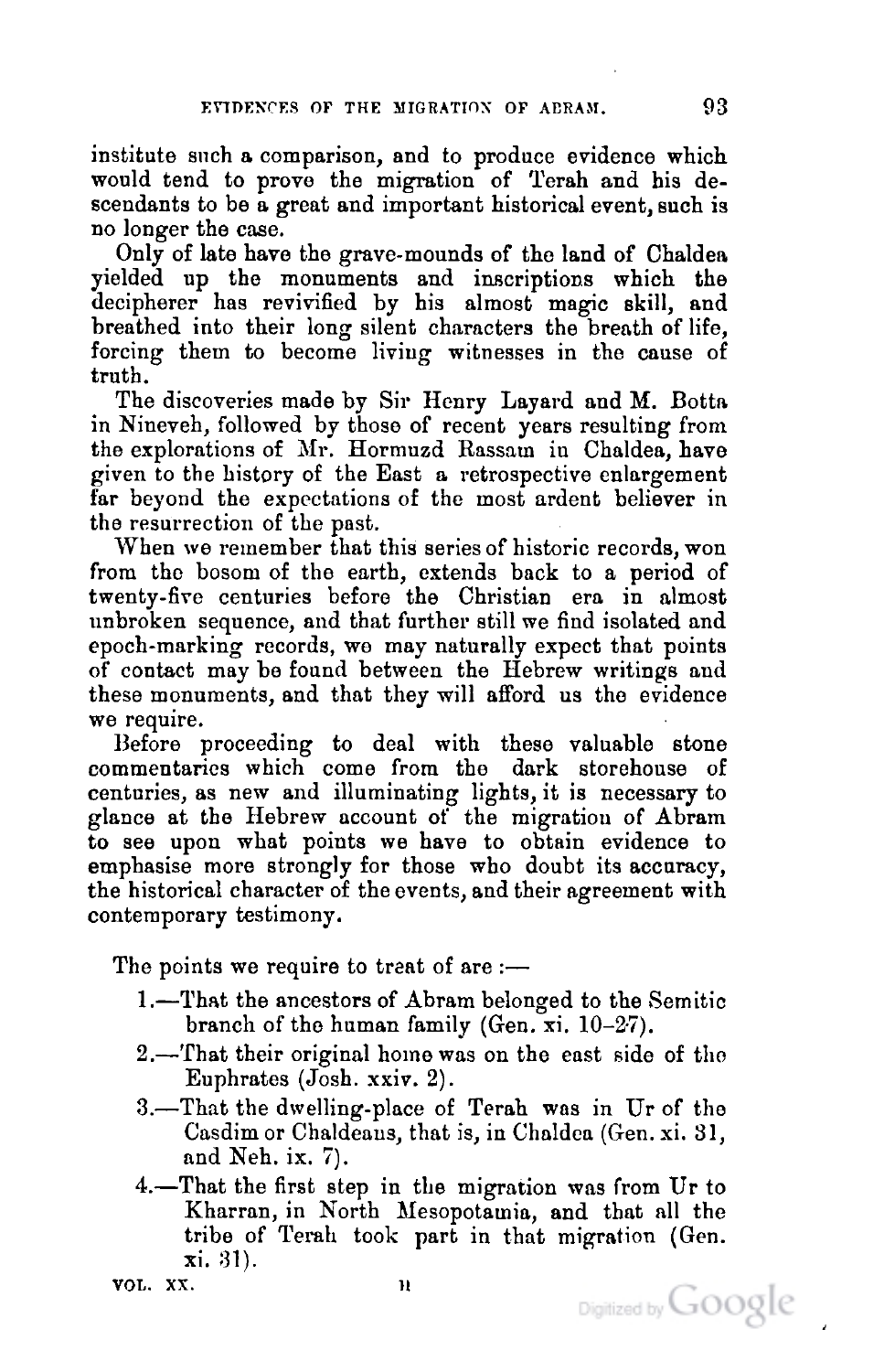institute such a comparison, and to produce evidence which would tend to prove the migration of Terah and his descendants to be a great and important historical event, such is no longer the case.

Only of late have the grave-mounds of the land of Chaldea yielded up the monuments and inscriptions which the decipherer has revivified by his almost magic skill, and breathed into their long silent characters the breath of life, forcing them to become living witnesses in the cause of truth.

The discoveries made by Sir Henry Layard and M. Botta in Nineveh, followed by those of recent years resulting from the explorations of Mr. Hormuzd Rassam in Chaldea, have given to the history of the East a retrospective enlargement far beyond the expectations of the most ardent believer in the resurrection of the past.

When we remember that this series of historic records, won from the bosom of the earth, extends back to a period of twenty-five centuries before the Christian era in almost unbroken sequence, and that further still we find isolated and epoch-marking records, we may naturally expect that points of contact may be found between the Hebrew writings and these monuments, and that they will afford us the evidence we require.

Before proceeding to deal with these valuable stone commentaries which come from the dark storehouse of centuries, as new and illuminating lights, it is necessary to glance at the Hebrew account of the migration of Abram to see upon what points we have to obtain evidence to emphasise more strongly for those who doubt its accuracy, the historical character of the events, and their agreement with contemporary testimony.

The points we require to treat of are :—

1.—That the ancestors of Abram belonged to the Semitic branch of the human family (Gen. xi. 10–27).

2.—That their original home was on the east side of the Euphrates (Josh. xxiv. 2).

3.—That the dwelling-place of Terah was in Ur of the Casdim or Chaldeans, that is, in Chaldea (Gen. xi. 31, and Neh. ix. 7).

4.—That the first step in the migration was from Ur to Kharran, in North Mesopotamia, and that all the tribe of Terah took part in that migration (Gen. xi. 31).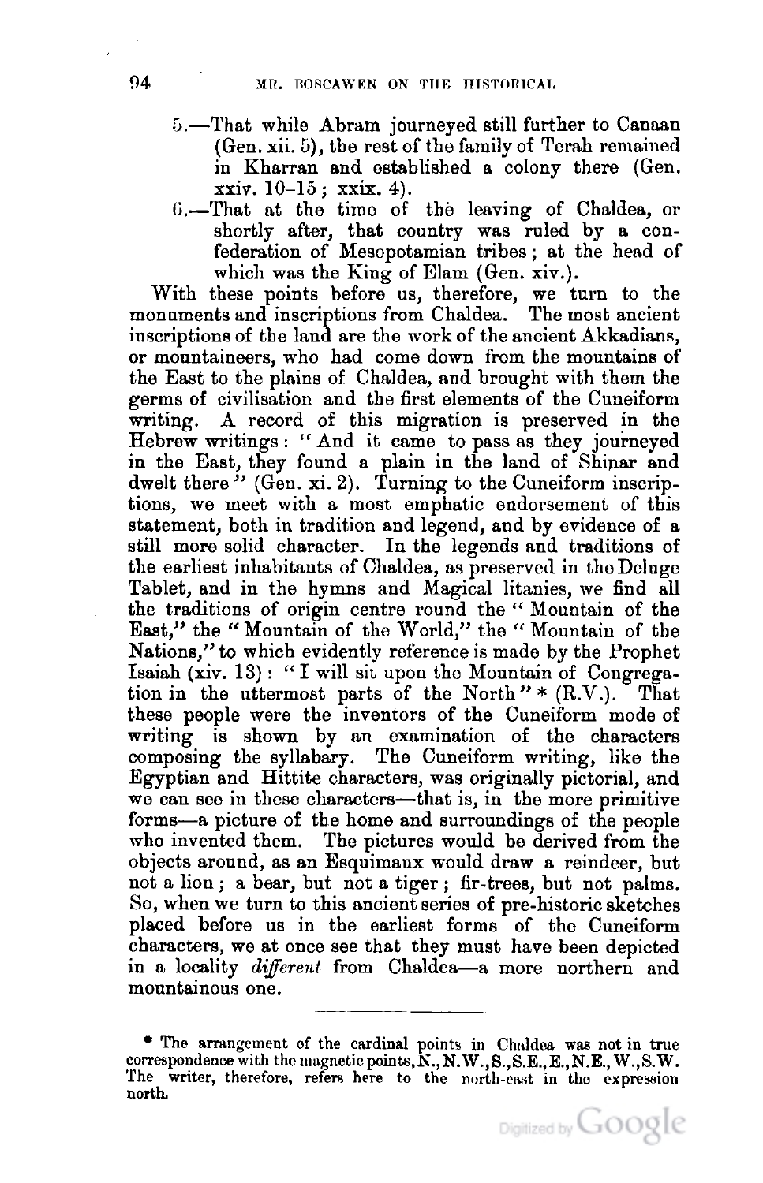5.—That while Abram journeyed still further to Canaan (Gen. xii. 5), the rest of the family of Terah remained in Kharran and established a colony there (Gen. xxiv. 10–15; xxix. 4).

6.—That at the time of the leaving of Chaldea, or shortly after, that country was ruled by a confederation of Mesopotamian tribes; at the head of which was the King of Elam (Gen. xiv.).

With these points before us, therefore, we turn to the monuments and inscriptions from Chaldea. The most ancient inscriptions of the land are the work of the ancient Akkadians, or mountaineers, who had come down from the mountains of the East to the plains of Chaldea, and brought with them the germs of civilisation and the first elements of the Cuneiform writing. A record of this migration is preserved in the Hebrew writings: "And it came to pass as they journeyed in the East, they found a plain in the land of Shinar and dwelt there" (Gen. xi. 2). Turning to the Cuneiform inscriptions, we meet with a most emphatic endorsement of this statement, both in tradition and legend, and by evidence of a still more solid character. In the legends and traditions of the earliest inhabitants of Chaldea, as preserved in the Deluge Tablet, and in the hymns and Magical litanies, we find all the traditions of origin centre round the "Mountain of the East," the "Mountain of the World," the "Mountain of the Nations," to which evidently reference is made by the Prophet Isaiah (xiv. 13): "I will sit upon the Mountain of Congregation in the uttermost parts of the North" * (R.V.). That these people were the inventors of the Cuneiform mode of writing is shown by an examination of the characters composing the syllabary. The Cuneiform writing, like the Egyptian and Hittite characters, was originally pictorial, and we can see in these characters—that is, in the more primitive forms—a picture of the home and surroundings of the people who invented them. The pictures would be derived from the objects around, as an Esquimaux would draw a reindeer, but not a lion; a bear, but not a tiger; fir-trees, but not palms. So, when we turn to this ancient series of pre-historic sketches placed before us in the earliest forms of the Cuneiform characters, we at once see that they must have been depicted in a locality *different* from Chaldea—a more northern and mountainous one.

---

* The arrangement of the cardinal points in Chaldea was not in true correspondence with the magnetic points, N., N.W., S., S.E., E., N.E., W., S.W. The writer, therefore, refers here to the north-east in the expression north.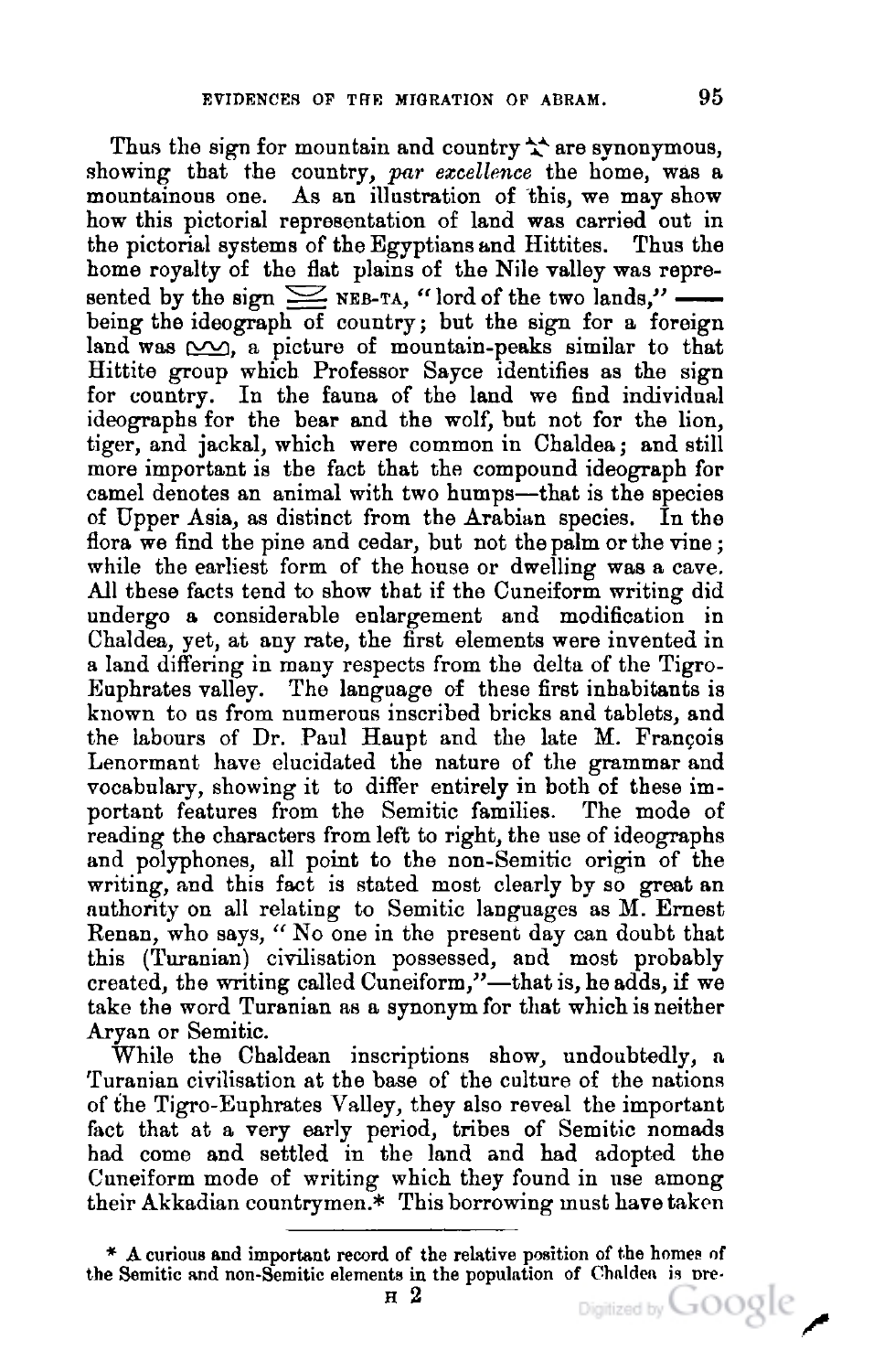Thus the sign for mountain and country ⁂ are synonymous, showing that the country, *par excellence* the home, was a mountainous one. As an illustration of this, we may show how this pictorial representation of land was carried out in the pictorial systems of the Egyptians and Hittites. Thus the home royalty of the flat plains of the Nile valley was represented by the sign ⌣ NEB-TA, "lord of the two lands," —— being the ideograph of country; but the sign for a foreign land was ⏜⏜⏜, a picture of mountain-peaks similar to that Hittite group which Professor Sayce identifies as the sign for country. In the fauna of the land we find individual ideographs for the bear and the wolf, but not for the lion, tiger, and jackal, which were common in Chaldea; and still more important is the fact that the compound ideograph for camel denotes an animal with two humps—that is the species of Upper Asia, as distinct from the Arabian species. In the flora we find the pine and cedar, but not the palm or the vine; while the earliest form of the house or dwelling was a cave. All these facts tend to show that if the Cuneiform writing did undergo a considerable enlargement and modification in Chaldea, yet, at any rate, the first elements were invented in a land differing in many respects from the delta of the Tigro-Euphrates valley. The language of these first inhabitants is known to us from numerous inscribed bricks and tablets, and the labours of Dr. Paul Haupt and the late M. François Lenormant have elucidated the nature of the grammar and vocabulary, showing it to differ entirely in both of these important features from the Semitic families. The mode of reading the characters from left to right, the use of ideographs and polyphones, all point to the non-Semitic origin of the writing, and this fact is stated most clearly by so great an authority on all relating to Semitic languages as M. Ernest Renan, who says, "No one in the present day can doubt that this (Turanian) civilisation possessed, and most probably created, the writing called Cuneiform,"—that is, he adds, if we take the word Turanian as a synonym for that which is neither Aryan or Semitic.

While the Chaldean inscriptions show, undoubtedly, a Turanian civilisation at the base of the culture of the nations of the Tigro-Euphrates Valley, they also reveal the important fact that at a very early period, tribes of Semitic nomads had come and settled in the land and had adopted the Cuneiform mode of writing which they found in use among their Akkadian countrymen.* This borrowing must have taken

---

\* A curious and important record of the relative position of the homes of the Semitic and non-Semitic elements in the population of Chaldea is pre-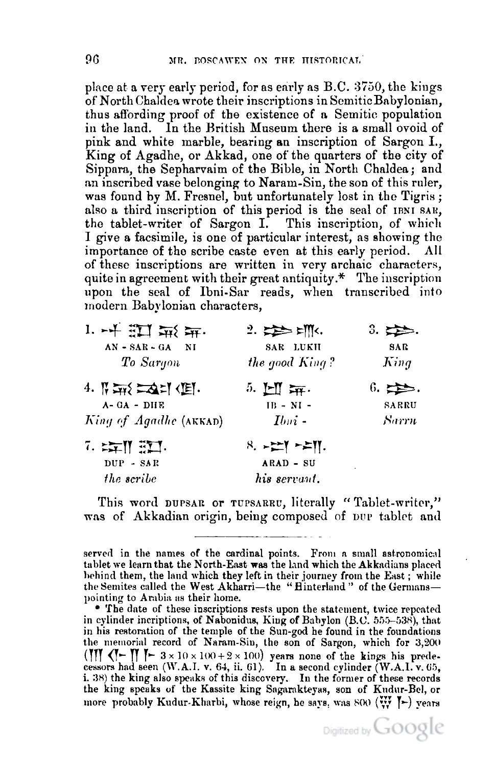place at a very early period, for as early as B.C. 3750, the kings of North Chaldea wrote their inscriptions in Semitic Babylonian, thus affording proof of the existence of a Semitic population in the land. In the British Museum there is a small ovoid of pink and white marble, bearing an inscription of Sargon I., King of Agadhe, or Akkad, one of the quarters of the city of Sippara, the Sepharvaim of the Bible, in North Chaldea; and an inscribed vase belonging to Naram-Sin, the son of this ruler, was found by M. Fresnel, but unfortunately lost in the Tigris; also a third inscription of this period is the seal of IBNI SAR, the tablet-writer of Sargon I. This inscription, of which I give a facsimile, is one of particular interest, as showing the importance of the scribe caste even at this early period. All of these inscriptions are written in very archaic characters, quite in agreement with their great antiquity.* The inscription upon the seal of Ibni-Sar reads, when transcribed into modern Babylonian characters,

| | | |
|---|---|---|
| 1. AN - SAR - GA NI<br>*To Sargon* | 2. SAR LUKH<br>*the good King?* | 3. SAR<br>*King* |
| 4. A - GA - DHE<br>*King of Agadhe* (AKKAD) | 5. IB - NI -<br>*Ibni -* | 6. SARRU<br>*Sarru* |
| 7. DUP - SAR<br>*the scribe* | 8. ARAD - SU<br>*his servant.* | |

This word DUPSAR or TUPSARRU, literally "Tablet-writer," was of Akkadian origin, being composed of DUP tablet and

---

served in the names of the cardinal points. From a small astronomical tablet we learn that the North-East was the land which the Akkadians placed behind them, the land which they left in their journey from the East; while the Semites called the West Akharri—the "Hinterland" of the Germans—pointing to Arabia as their home.

* The date of these inscriptions rests upon the statement, twice repeated in cylinder incriptions, of Nabonidus, King of Babylon (B.C. 555–538), that in his restoration of the temple of the Sun-god he found in the foundations the memorial record of Naram-Sin, the son of Sargon, which for 3,200 ($3 \times 10 \times 100 + 2 \times 100$) years none of the kings his predecessors had seen (W.A.I. v. 64, ii. 61). In a second cylinder (W.A.I. v. 65, i. 38) the king also speaks of this discovery. In the former of these records the king speaks of the Kassite king Sagarakteyas, son of Kudur-Bel, or more probably Kudur-Kharbi, whose reign, he says, was 800 years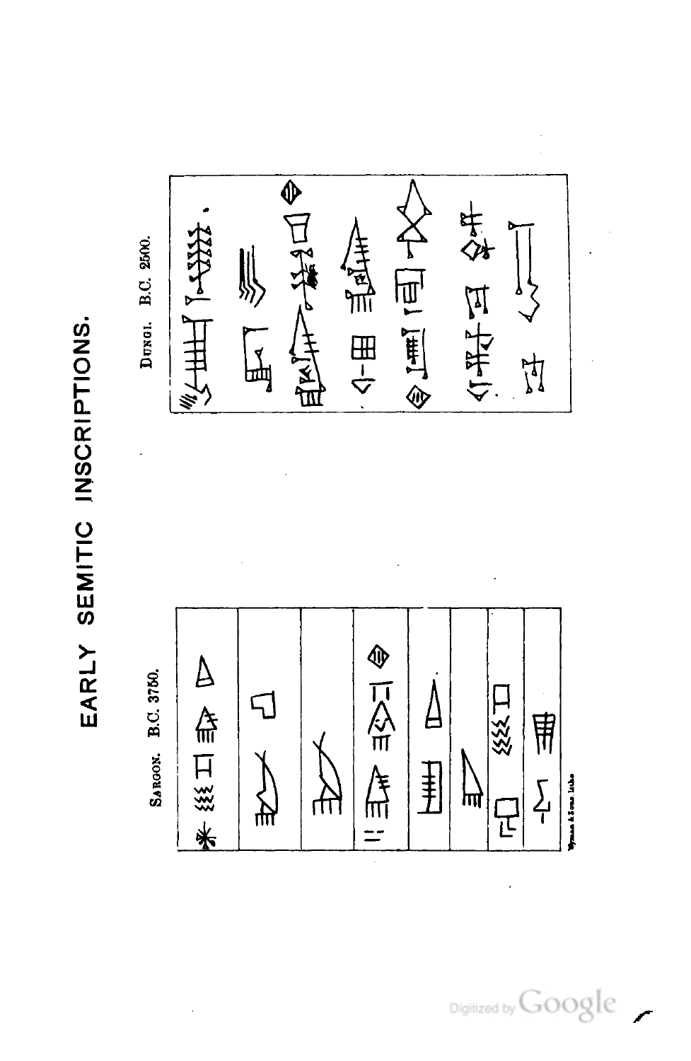# EARLY SEMITIC INSCRIPTIONS.

SARGON. B.C. 3750.

DUNGI. B.C. 2500.

Wyman & Sons litho